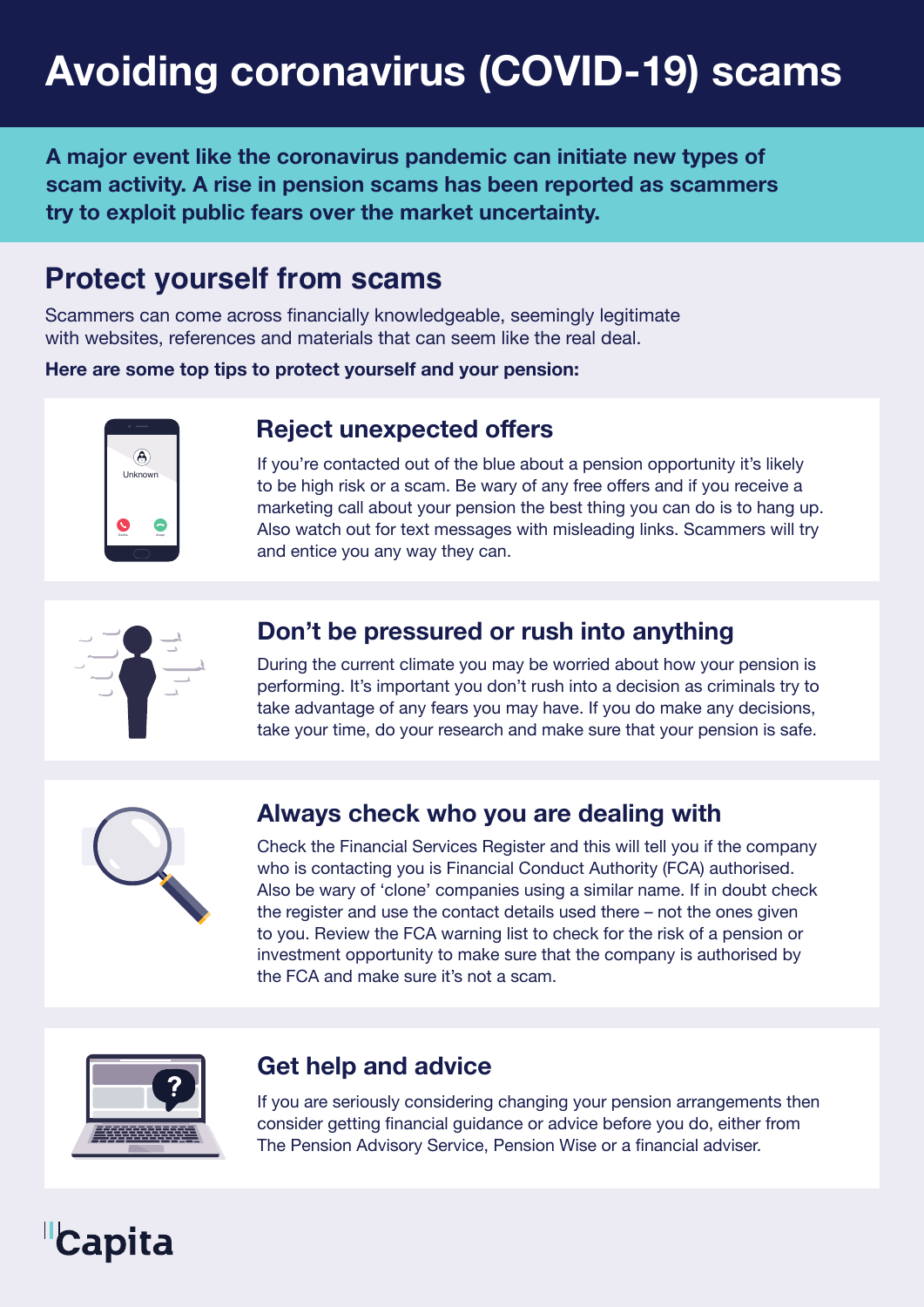# Avoiding coronavirus (COVID-19) scams

**A major event like the coronavirus pandemic can initiate new types of scam activity. A rise in pension scams has been reported as scammers try to exploit public fears over the market uncertainty.**

## Protect yourself from scams

Scammers can come across financially knowledgeable, seemingly legitimate with websites, references and materials that can seem like the real deal.

**Here are some top tips to protect yourself and your pension:**

### Reject unexpected offers

If you're contacted out of the blue about a pension opportunity it's likely to be high risk or a scam. Be wary of any free offers and if you receive a marketing call about your pension the best thing you can do is to hang up. Also watch out for text messages with misleading links. Scammers will try and entice you any way they can.

### Don't be pressured or rush into anything

During the current climate you may be worried about how your pension is performing. It's important you don't rush into a decision as criminals try to take advantage of any fears you may have. If you do make any decisions, take your time, do your research and make sure that your pension is safe.

### Always check who you are dealing with

Check the Financial Services Register and this will tell you if the company who is contacting you is Financial Conduct Authority (FCA) authorised. Also be wary of 'clone' companies using a similar name. If in doubt check the register and use the contact details used there – not the ones given to you. Review the FCA warning list to check for the risk of a pension or investment opportunity to make sure that the company is authorised by the FCA and make sure it's not a scam.

### Get help and advice

If you are seriously considering changing your pension arrangements then consider getting financial guidance or advice before you do, either from The Pension Advisory Service, Pension Wise or a financial adviser.

Capita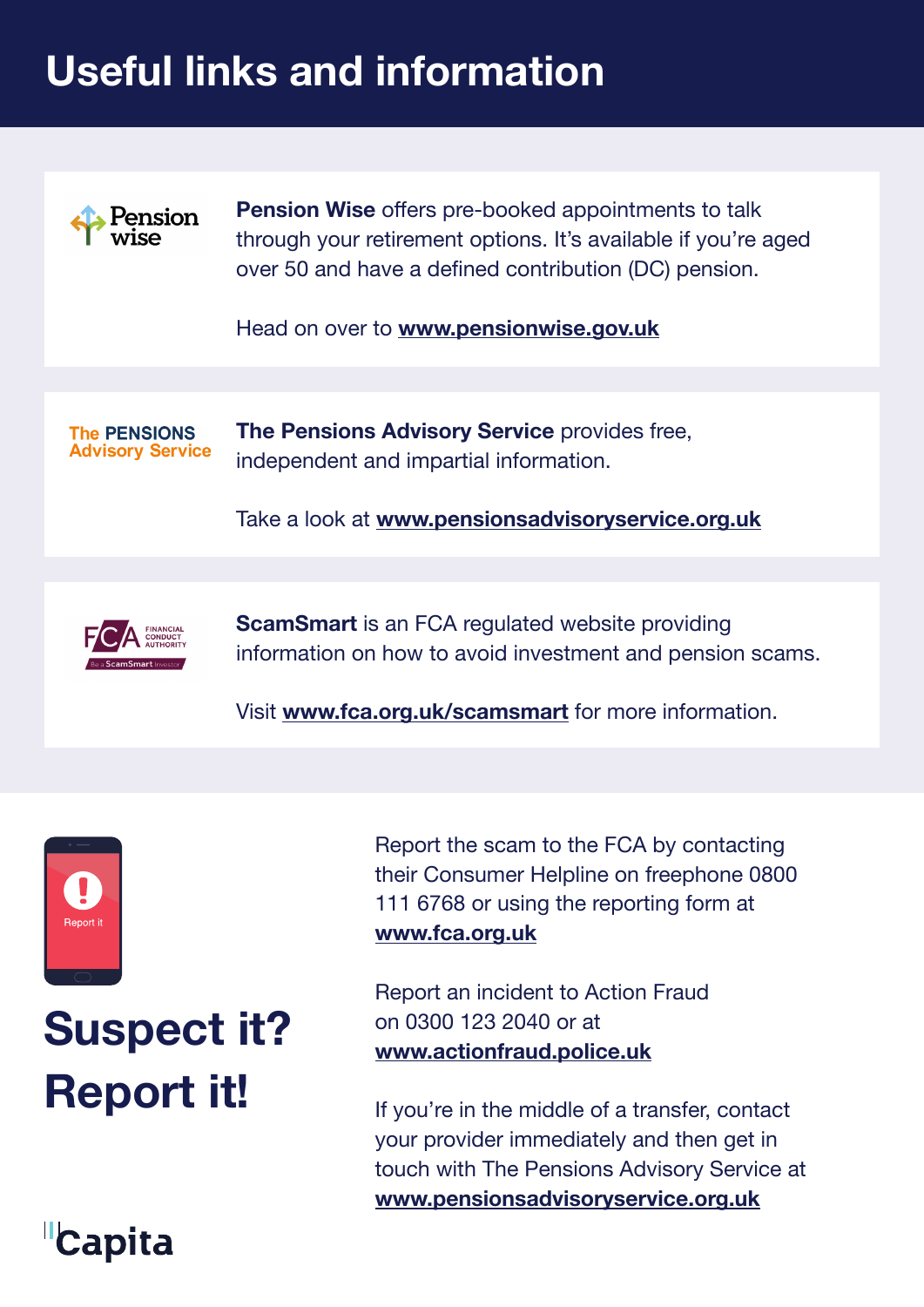# Useful links and information

**Pension Wise** offers pre-booked appointments to talk through your retirement options. It's available if you're aged over 50 and have a defined contribution (DC) pension.

Head on over to **www.pensionwise.gov.uk**

**The Pensions Advisory Service** provides free, independent and impartial information.

Take a look at **www.pensionsadvisoryservice.org.uk**

**ScamSmart** is an FCA regulated website providing information on how to avoid investment and pension scams.

Visit **www.fca.org.uk/scamsmart** for more information.

## Suspect it? Report it!

Report the scam to the FCA by contacting their Consumer Helpline on freephone 0800 111 6768 or using the reporting form at **www.fca.org.uk**

Report an incident to Action Fraud on 0300 123 2040 or at **www.actionfraud.police.uk**

If you're in the middle of a transfer, contact your provider immediately and then get in touch with The Pensions Advisory Service at **www.pensionsadvisoryservice.org.uk**

Capita